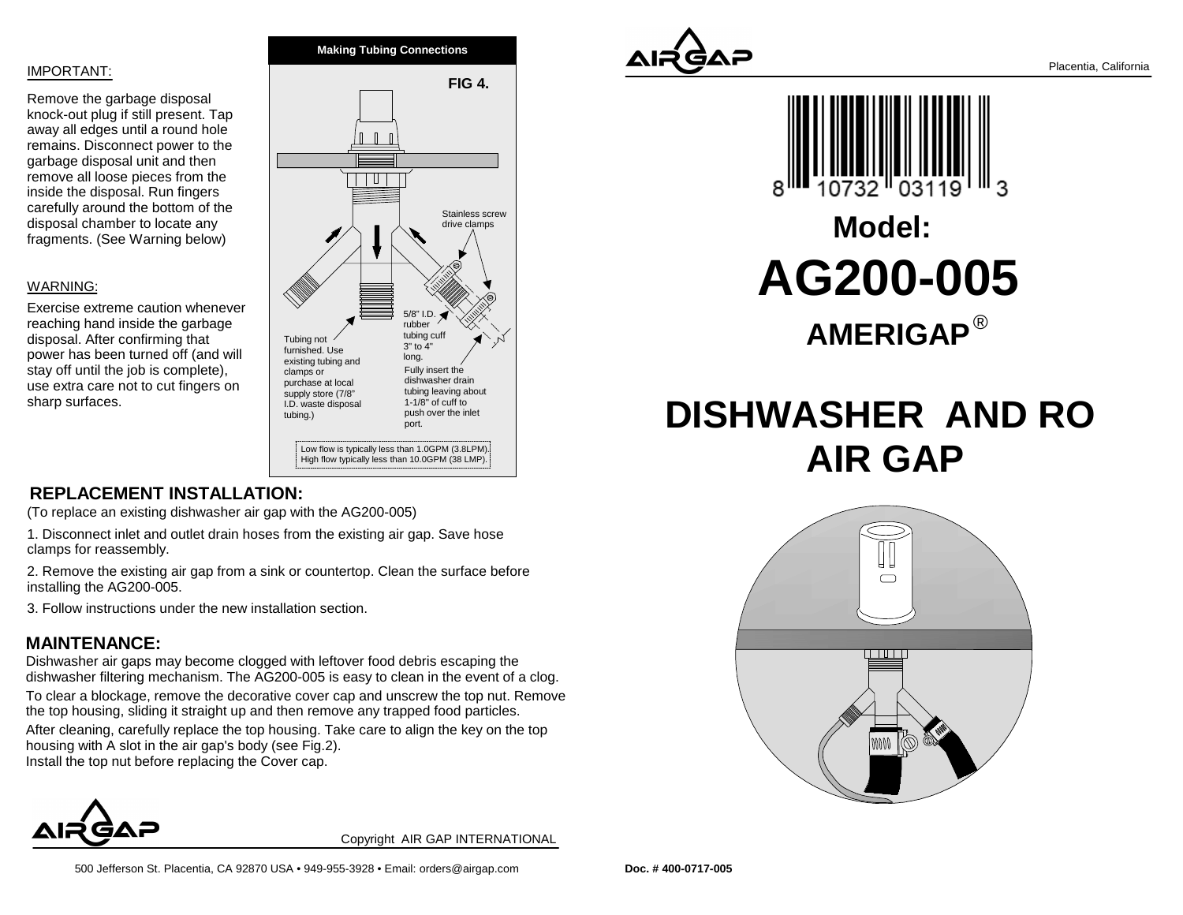IMPORTANT:

Remove the garbage disposal knock-out plug if still present. Tap away all edges until a round hole remains. Disconnect power to the garbage disposal unit and then remove all loose pieces from the inside the disposal. Run fingers carefully around the bottom of the disposal chamber to locate any fragments. (See Warning below)

WARNING:

Exercise extreme caution whenever reaching hand inside the garbage disposal. After confirming that power has been turned off (and will stay off until the job is complete), use extra care not to cut fingers on sharp surfaces.

**Making Tubing Connections**

**FIG 4.**

Stainless screw drive clamps

5/8" I.D. rubber tubing cuff 3" to 4" long.

Tubing not furnished. Use existing tubing and clamps or purchase at local supply store (7/8" I.D. waste disposal tubing.)

Fully insert the dishwasher drain tubing leaving about 1-1/8" of cuff to push over the inlet port.

Low flow is typically less than 1.0GPM (3.8LPM).
High flow typically less than 10.0GPM (38 LMP).

## REPLACEMENT INSTALLATION:

(To replace an existing dishwasher air gap with the AG200-005)

1. Disconnect inlet and outlet drain hoses from the existing air gap. Save hose clamps for reassembly.

2. Remove the existing air gap from a sink or countertop. Clean the surface before installing the AG200-005.

3. Follow instructions under the new installation section.

## MAINTENANCE:

Dishwasher air gaps may become clogged with leftover food debris escaping the dishwasher filtering mechanism. The AG200-005 is easy to clean in the event of a clog.

To clear a blockage, remove the decorative cover cap and unscrew the top nut. Remove the top housing, sliding it straight up and then remove any trapped food particles.

After cleaning, carefully replace the top housing. Take care to align the key on the top housing with A slot in the air gap's body (see Fig.2).
Install the top nut before replacing the Cover cap.

AIRGAP

Copyright AIR GAP INTERNATIONAL

500 Jefferson St. Placentia, CA 92870 USA • 949-955-3928 • Email: orders@airgap.com

AIRGAP

Placentia, California

8 10732 03119 3

# Model:

# AG200-005

## AMERIGAP®

# DISHWASHER AND RO AIR GAP

**Doc. # 400-0717-005**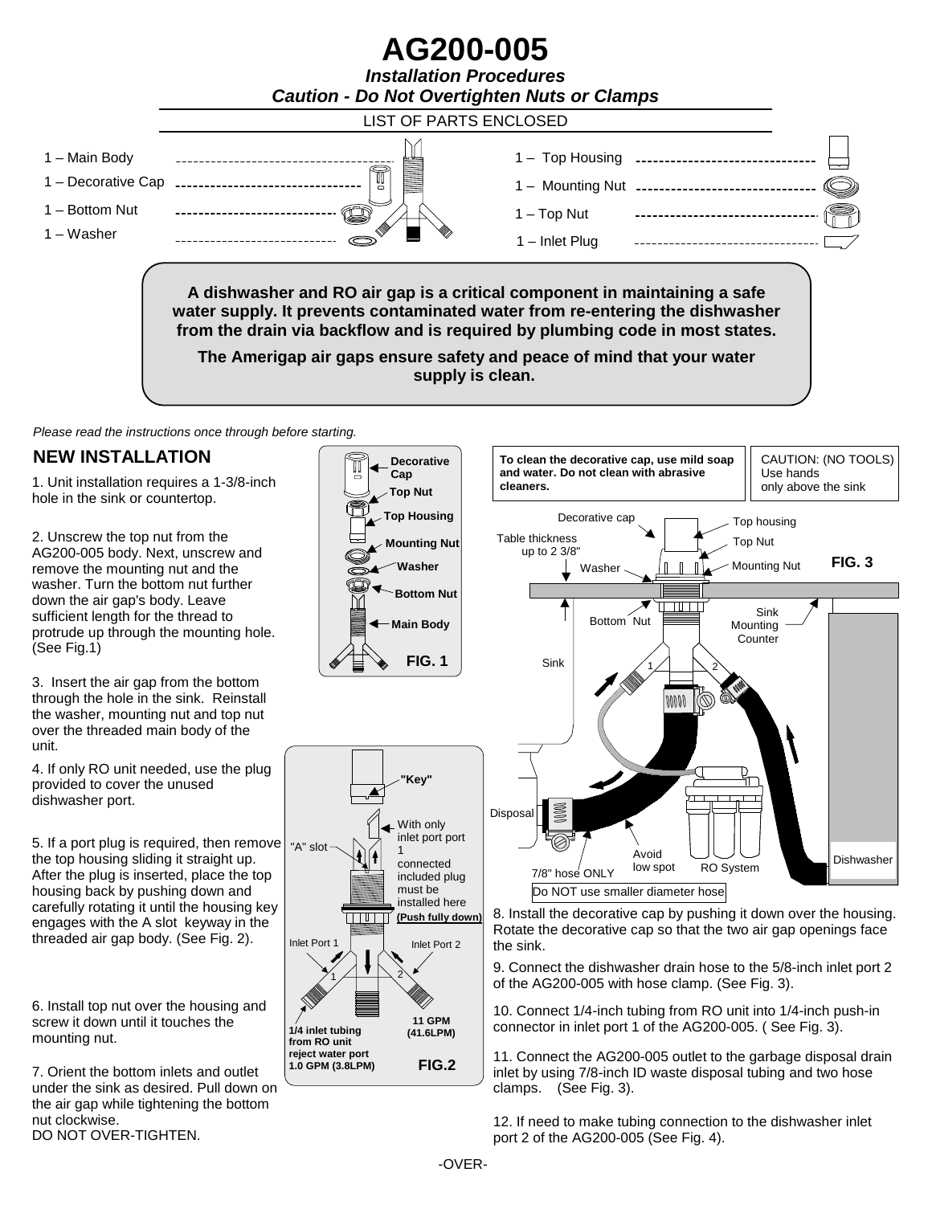# AG200-005

***Installation Procedures***

***Caution - Do Not Overtighten Nuts or Clamps***

LIST OF PARTS ENCLOSED

- 1 – Main Body
- 1 – Decorative Cap
- 1 – Bottom Nut
- 1 – Washer
- 1 – Top Housing
- 1 – Mounting Nut
- 1 – Top Nut
- 1 – Inlet Plug

**A dishwasher and RO air gap is a critical component in maintaining a safe water supply. It prevents contaminated water from re-entering the dishwasher from the drain via backflow and is required by plumbing code in most states.**

**The Amerigap air gaps ensure safety and peace of mind that your water supply is clean.**

*Please read the instructions once through before starting.*

## NEW INSTALLATION

1. Unit installation requires a 1-3/8-inch hole in the sink or countertop.

2. Unscrew the top nut from the AG200-005 body. Next, unscrew and remove the mounting nut and the washer. Turn the bottom nut further down the air gap's body. Leave sufficient length for the thread to protrude up through the mounting hole. (See Fig.1)

3. Insert the air gap from the bottom through the hole in the sink. Reinstall the washer, mounting nut and top nut over the threaded main body of the unit.

4. If only RO unit needed, use the plug provided to cover the unused dishwasher port.

5. If a port plug is required, then remove the top housing sliding it straight up. After the plug is inserted, place the top housing back by pushing down and carefully rotating it until the housing key engages with the A slot keyway in the threaded air gap body. (See Fig. 2).

6. Install top nut over the housing and screw it down until it touches the mounting nut.

7. Orient the bottom inlets and outlet under the sink as desired. Pull down on the air gap while tightening the bottom nut clockwise.
DO NOT OVER-TIGHTEN.

Decorative Cap
Top Nut
Top Housing
Mounting Nut
Washer
Bottom Nut
Main Body

**FIG. 1**

"Key"
"A" slot
With only inlet port port 1 connected included plug must be installed here **(Push fully down)**
Inlet Port 1
Inlet Port 2
1/4 inlet tubing from RO unit reject water port 1.0 GPM (3.8LPM)
11 GPM (41.6LPM)

**FIG.2**

**To clean the decorative cap, use mild soap and water. Do not clean with abrasive cleaners.**

CAUTION: (NO TOOLS) Use hands only above the sink

Decorative cap
Top housing
Top Nut
Table thickness up to 2 3/8"
Washer
Mounting Nut
Bottom Nut
Sink Mounting Counter
Sink
Disposal
Avoid low spot
7/8" hose ONLY
RO System
Dishwasher
Do NOT use smaller diameter hose

**FIG. 3**

8. Install the decorative cap by pushing it down over the housing. Rotate the decorative cap so that the two air gap openings face the sink.

9. Connect the dishwasher drain hose to the 5/8-inch inlet port 2 of the AG200-005 with hose clamp. (See Fig. 3).

10. Connect 1/4-inch tubing from RO unit into 1/4-inch push-in connector in inlet port 1 of the AG200-005. ( See Fig. 3).

11. Connect the AG200-005 outlet to the garbage disposal drain inlet by using 7/8-inch ID waste disposal tubing and two hose clamps. (See Fig. 3).

12. If need to make tubing connection to the dishwasher inlet port 2 of the AG200-005 (See Fig. 4).

-OVER-